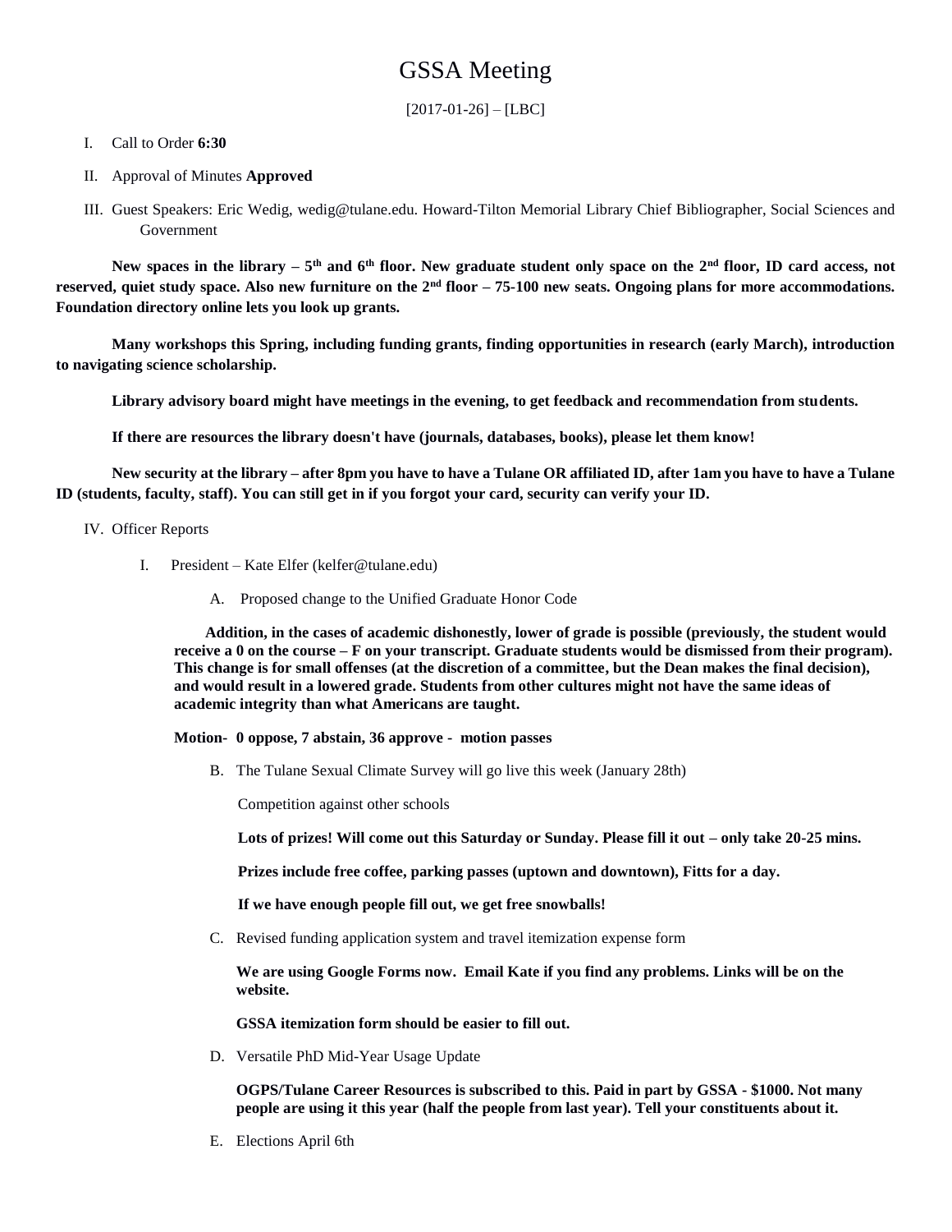# GSSA Meeting

[2017-01-26] – [LBC]

I. Call to Order **6:30**

II. Approval of Minutes **Approved**

III. Guest Speakers: Eric Wedig, wedig@tulane.edu. Howard-Tilton Memorial Library Chief Bibliographer, Social Sciences and Government

**New spaces in the library – 5th and 6th floor. New graduate student only space on the 2nd floor, ID card access, not reserved, quiet study space. Also new furniture on the 2nd floor – 75-100 new seats. Ongoing plans for more accommodations. Foundation directory online lets you look up grants.**

**Many workshops this Spring, including funding grants, finding opportunities in research (early March), introduction to navigating science scholarship.**

**Library advisory board might have meetings in the evening, to get feedback and recommendation from students.**

**If there are resources the library doesn't have (journals, databases, books), please let them know!**

**New security at the library – after 8pm you have to have a Tulane OR affiliated ID, after 1am you have to have a Tulane ID (students, faculty, staff). You can still get in if you forgot your card, security can verify your ID.**

IV. Officer Reports

I. President – Kate Elfer (kelfer@tulane.edu)

A. Proposed change to the Unified Graduate Honor Code

**Addition, in the cases of academic dishonestly, lower of grade is possible (previously, the student would receive a 0 on the course – F on your transcript. Graduate students would be dismissed from their program). This change is for small offenses (at the discretion of a committee, but the Dean makes the final decision), and would result in a lowered grade. Students from other cultures might not have the same ideas of academic integrity than what Americans are taught.**

**Motion- 0 oppose, 7 abstain, 36 approve - motion passes**

B. The Tulane Sexual Climate Survey will go live this week (January 28th)

Competition against other schools

**Lots of prizes! Will come out this Saturday or Sunday. Please fill it out – only take 20-25 mins.**

**Prizes include free coffee, parking passes (uptown and downtown), Fitts for a day.**

**If we have enough people fill out, we get free snowballs!**

C. Revised funding application system and travel itemization expense form

**We are using Google Forms now. Email Kate if you find any problems. Links will be on the website.**

**GSSA itemization form should be easier to fill out.**

D. Versatile PhD Mid-Year Usage Update

**OGPS/Tulane Career Resources is subscribed to this. Paid in part by GSSA - $1000. Not many people are using it this year (half the people from last year). Tell your constituents about it.**

E. Elections April 6th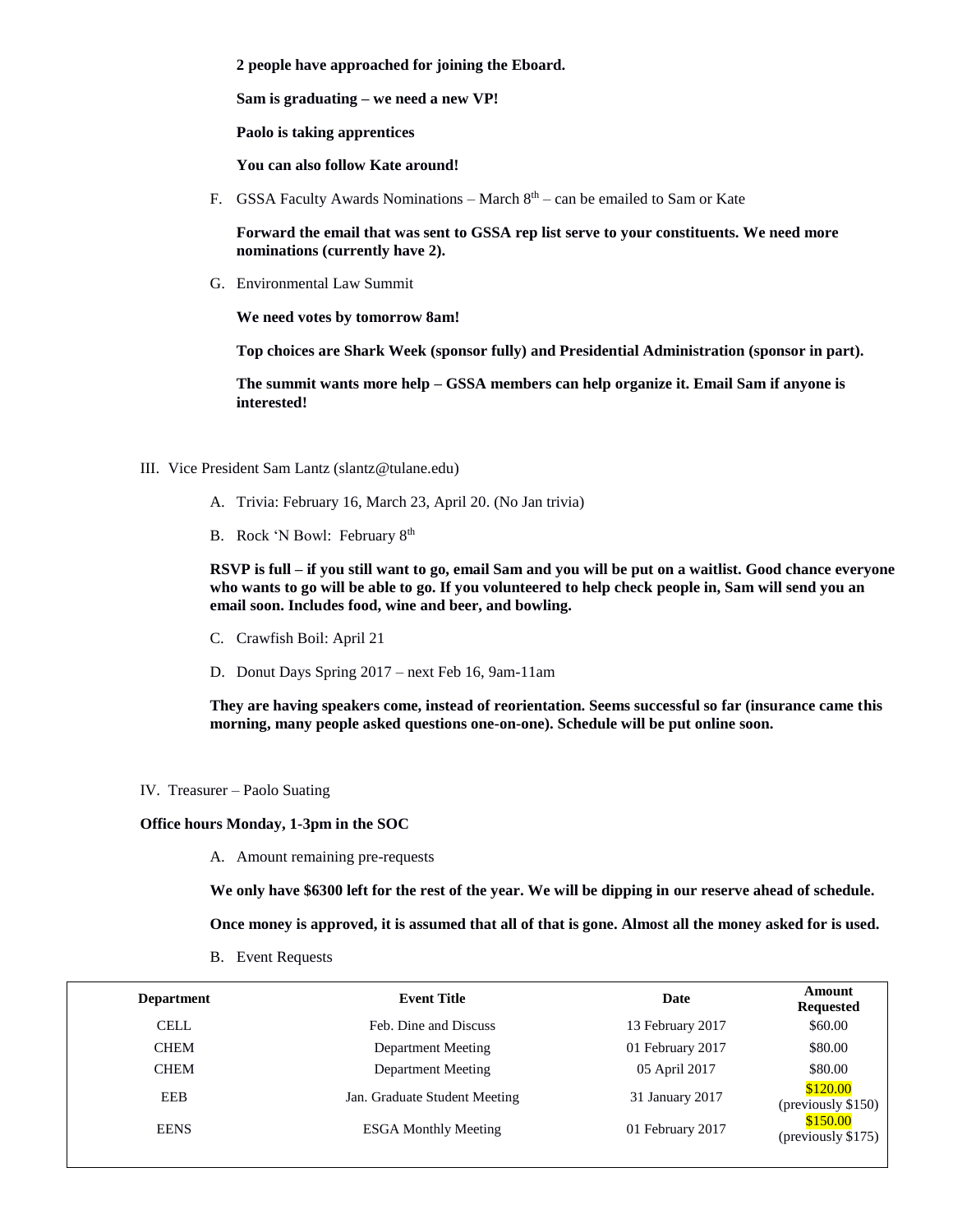**2 people have approached for joining the Eboard.**

**Sam is graduating – we need a new VP!**

**Paolo is taking apprentices**

**You can also follow Kate around!**

F. GSSA Faculty Awards Nominations – March 8th – can be emailed to Sam or Kate

**Forward the email that was sent to GSSA rep list serve to your constituents. We need more nominations (currently have 2).**

G. Environmental Law Summit

**We need votes by tomorrow 8am!**

**Top choices are Shark Week (sponsor fully) and Presidential Administration (sponsor in part).**

**The summit wants more help – GSSA members can help organize it. Email Sam if anyone is interested!**

III. Vice President Sam Lantz (slantz@tulane.edu)

A. Trivia: February 16, March 23, April 20. (No Jan trivia)

B. Rock 'N Bowl: February 8th

**RSVP is full – if you still want to go, email Sam and you will be put on a waitlist. Good chance everyone who wants to go will be able to go. If you volunteered to help check people in, Sam will send you an email soon. Includes food, wine and beer, and bowling.**

C. Crawfish Boil: April 21

D. Donut Days Spring 2017 – next Feb 16, 9am-11am

**They are having speakers come, instead of reorientation. Seems successful so far (insurance came this morning, many people asked questions one-on-one). Schedule will be put online soon.**

IV. Treasurer – Paolo Suating

**Office hours Monday, 1-3pm in the SOC**

A. Amount remaining pre-requests

**We only have $6300 left for the rest of the year. We will be dipping in our reserve ahead of schedule.**

**Once money is approved, it is assumed that all of that is gone. Almost all the money asked for is used.**

B. Event Requests

| Department | Event Title | Date | Amount Requested |
|---|---|---|---|
| CELL | Feb. Dine and Discuss | 13 February 2017 | $60.00 |
| CHEM | Department Meeting | 01 February 2017 | $80.00 |
| CHEM | Department Meeting | 05 April 2017 | $80.00 |
| EEB | Jan. Graduate Student Meeting | 31 January 2017 | $120.00 (previously $150) |
| EENS | ESGA Monthly Meeting | 01 February 2017 | $150.00 (previously $175) |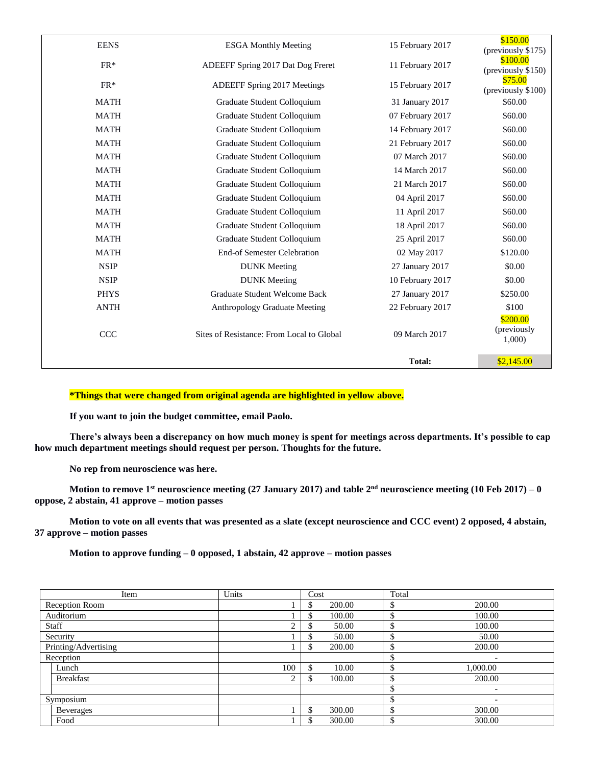| | | | |
|---|---|---|---|
| EENS | ESGA Monthly Meeting | 15 February 2017 | $150.00 (previously $175) |
| FR* | ADEEFF Spring 2017 Dat Dog Freret | 11 February 2017 | $100.00 (previously $150) |
| FR* | ADEEFF Spring 2017 Meetings | 15 February 2017 | $75.00 (previously $100) |
| MATH | Graduate Student Colloquium | 31 January 2017 | $60.00 |
| MATH | Graduate Student Colloquium | 07 February 2017 | $60.00 |
| MATH | Graduate Student Colloquium | 14 February 2017 | $60.00 |
| MATH | Graduate Student Colloquium | 21 February 2017 | $60.00 |
| MATH | Graduate Student Colloquium | 07 March 2017 | $60.00 |
| MATH | Graduate Student Colloquium | 14 March 2017 | $60.00 |
| MATH | Graduate Student Colloquium | 21 March 2017 | $60.00 |
| MATH | Graduate Student Colloquium | 04 April 2017 | $60.00 |
| MATH | Graduate Student Colloquium | 11 April 2017 | $60.00 |
| MATH | Graduate Student Colloquium | 18 April 2017 | $60.00 |
| MATH | Graduate Student Colloquium | 25 April 2017 | $60.00 |
| MATH | End-of Semester Celebration | 02 May 2017 | $120.00 |
| NSIP | DUNK Meeting | 27 January 2017 | $0.00 |
| NSIP | DUNK Meeting | 10 February 2017 | $0.00 |
| PHYS | Graduate Student Welcome Back | 27 January 2017 | $250.00 |
| ANTH | Anthropology Graduate Meeting | 22 February 2017 | $100 |
| CCC | Sites of Resistance: From Local to Global | 09 March 2017 | $200.00 (previously 1,000) |
| | | **Total:** | $2,145.00 |

***Things that were changed from original agenda are highlighted in yellow above.**

**If you want to join the budget committee, email Paolo.**

**There's always been a discrepancy on how much money is spent for meetings across departments. It's possible to cap how much department meetings should request per person. Thoughts for the future.**

**No rep from neuroscience was here.**

**Motion to remove 1st neuroscience meeting (27 January 2017) and table 2nd neuroscience meeting (10 Feb 2017) – 0 oppose, 2 abstain, 41 approve – motion passes**

**Motion to vote on all events that was presented as a slate (except neuroscience and CCC event) 2 opposed, 4 abstain, 37 approve – motion passes**

**Motion to approve funding – 0 opposed, 1 abstain, 42 approve – motion passes**

| Item | Units | Cost | Total |
|---|---|---|---|
| Reception Room | 1 | $ 200.00 | $ 200.00 |
| Auditorium | 1 | $ 100.00 | $ 100.00 |
| Staff | 2 | $ 50.00 | $ 100.00 |
| Security | 1 | $ 50.00 | $ 50.00 |
| Printing/Advertising | 1 | $ 200.00 | $ 200.00 |
| Reception | | | $ - |
| Lunch | 100 | $ 10.00 | $ 1,000.00 |
| Breakfast | 2 | $ 100.00 | $ 200.00 |
| | | | $ - |
| Symposium | | | $ - |
| Beverages | 1 | $ 300.00 | $ 300.00 |
| Food | 1 | $ 300.00 | $ 300.00 |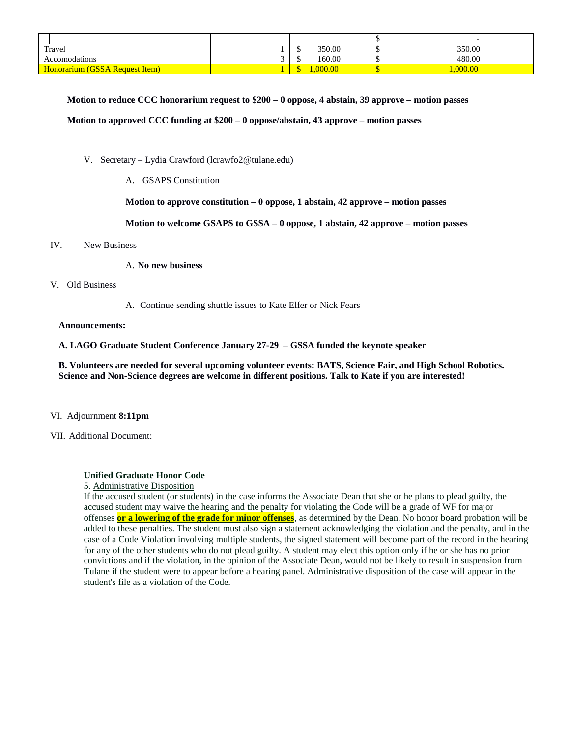| | | | |
|---|---|---|---|
| | | | $ - |
| Travel | 1 | $ 350.00 | $ 350.00 |
| Accomodations | 3 | $ 160.00 | $ 480.00 |
| Honorarium (GSSA Request Item) | 1 | $ 1,000.00 | $ 1,000.00 |

**Motion to reduce CCC honorarium request to $200 – 0 oppose, 4 abstain, 39 approve – motion passes**

**Motion to approved CCC funding at $200 – 0 oppose/abstain, 43 approve – motion passes**

V. Secretary – Lydia Crawford (lcrawfo2@tulane.edu)

A. GSAPS Constitution

**Motion to approve constitution – 0 oppose, 1 abstain, 42 approve – motion passes**

**Motion to welcome GSAPS to GSSA – 0 oppose, 1 abstain, 42 approve – motion passes**

IV. New Business

A. **No new business**

V. Old Business

A. Continue sending shuttle issues to Kate Elfer or Nick Fears

**Announcements:**

**A. LAGO Graduate Student Conference January 27-29 – GSSA funded the keynote speaker**

**B. Volunteers are needed for several upcoming volunteer events: BATS, Science Fair, and High School Robotics. Science and Non-Science degrees are welcome in different positions. Talk to Kate if you are interested!**

VI. Adjournment **8:11pm**

VII. Additional Document:

**Unified Graduate Honor Code**

5. Administrative Disposition

If the accused student (or students) in the case informs the Associate Dean that she or he plans to plead guilty, the accused student may waive the hearing and the penalty for violating the Code will be a grade of WF for major offenses **or a lowering of the grade for minor offenses**, as determined by the Dean. No honor board probation will be added to these penalties. The student must also sign a statement acknowledging the violation and the penalty, and in the case of a Code Violation involving multiple students, the signed statement will become part of the record in the hearing for any of the other students who do not plead guilty. A student may elect this option only if he or she has no prior convictions and if the violation, in the opinion of the Associate Dean, would not be likely to result in suspension from Tulane if the student were to appear before a hearing panel. Administrative disposition of the case will appear in the student's file as a violation of the Code.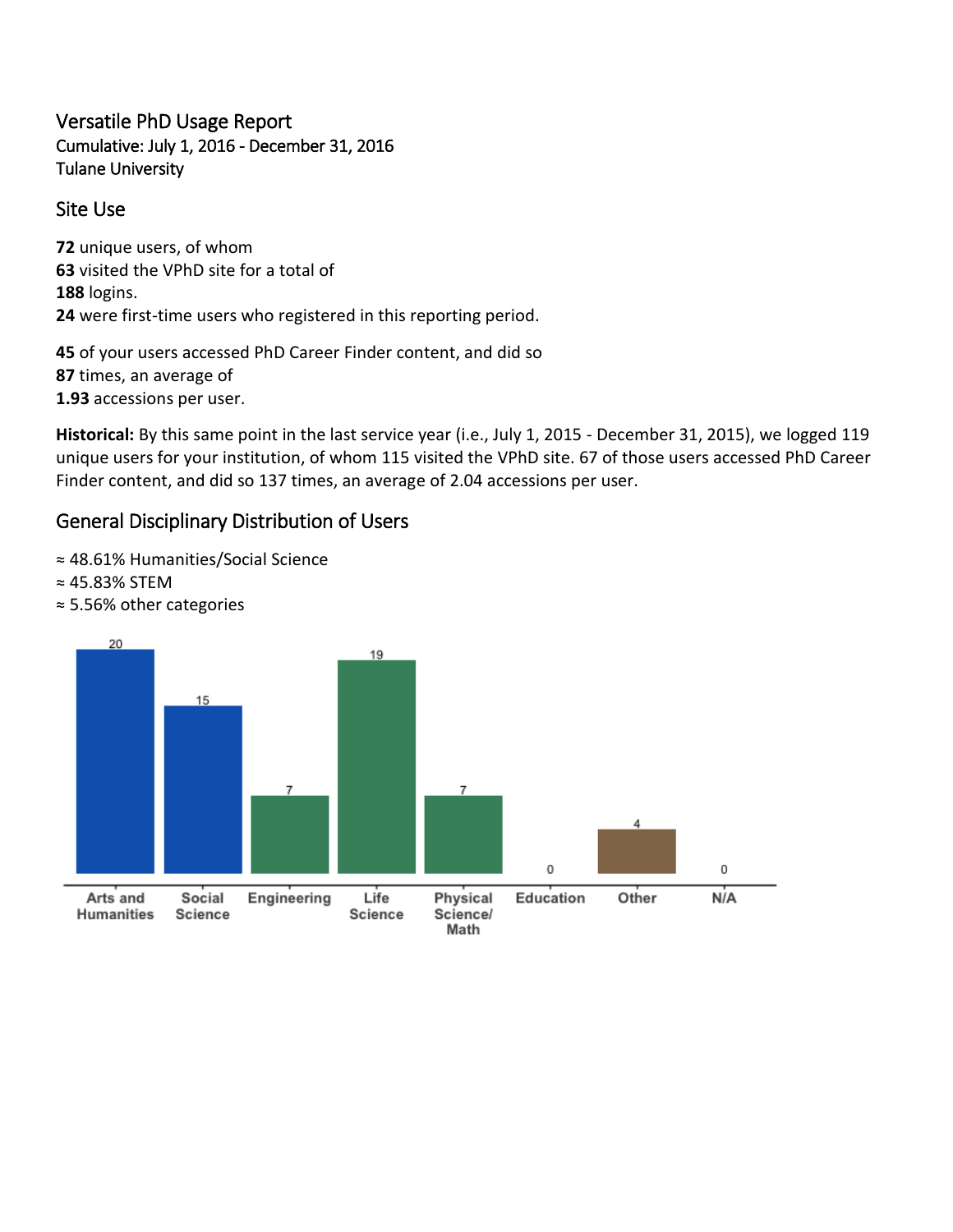# Versatile PhD Usage Report

Cumulative: July 1, 2016 - December 31, 2016

Tulane University

## Site Use

**72** unique users, of whom
**63** visited the VPhD site for a total of
**188** logins.
**24** were first-time users who registered in this reporting period.

**45** of your users accessed PhD Career Finder content, and did so
**87** times, an average of
**1.93** accessions per user.

**Historical:** By this same point in the last service year (i.e., July 1, 2015 - December 31, 2015), we logged 119 unique users for your institution, of whom 115 visited the VPhD site. 67 of those users accessed PhD Career Finder content, and did so 137 times, an average of 2.04 accessions per user.

## General Disciplinary Distribution of Users

≈ 48.61% Humanities/Social Science
≈ 45.83% STEM
≈ 5.56% other categories

20
Arts and Humanities

15
Social Science

7
Engineering

19
Life Science

7
Physical Science/ Math

0
Education

4
Other

0
N/A